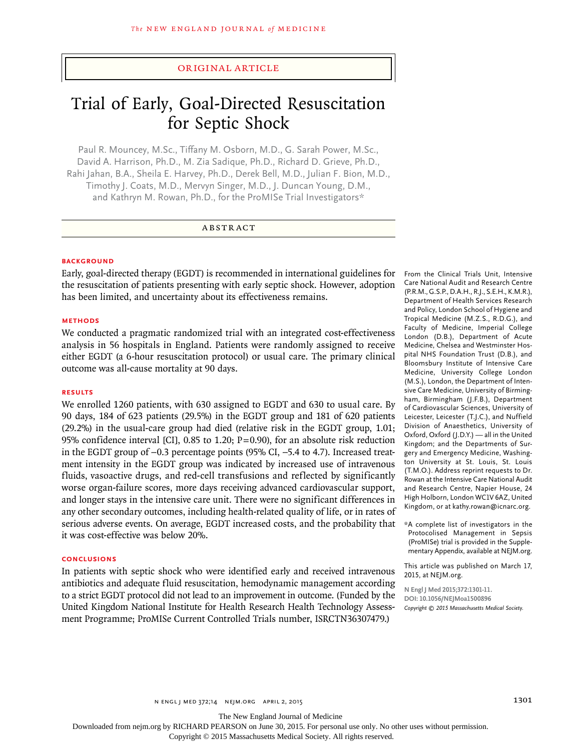ORIGINAL ARTICLE

# Trial of Early, Goal-Directed Resuscitation for Septic Shock

Paul R. Mouncey, M.Sc., Tiffany M. Osborn, M.D., G. Sarah Power, M.Sc., David A. Harrison, Ph.D., M. Zia Sadique, Ph.D., Richard D. Grieve, Ph.D., Rahi Jahan, B.A., Sheila E. Harvey, Ph.D., Derek Bell, M.D., Julian F. Bion, M.D., Timothy J. Coats, M.D., Mervyn Singer, M.D., J. Duncan Young, D.M., and Kathryn M. Rowan, Ph.D., for the ProMISe Trial Investigators*

## ABSTRACT

### BACKGROUND

Early, goal-directed therapy (EGDT) is recommended in international guidelines for the resuscitation of patients presenting with early septic shock. However, adoption has been limited, and uncertainty about its effectiveness remains.

### METHODS

We conducted a pragmatic randomized trial with an integrated cost-effectiveness analysis in 56 hospitals in England. Patients were randomly assigned to receive either EGDT (a 6-hour resuscitation protocol) or usual care. The primary clinical outcome was all-cause mortality at 90 days.

### RESULTS

We enrolled 1260 patients, with 630 assigned to EGDT and 630 to usual care. By 90 days, 184 of 623 patients (29.5%) in the EGDT group and 181 of 620 patients (29.2%) in the usual-care group had died (relative risk in the EGDT group, 1.01; 95% confidence interval [CI], 0.85 to 1.20; P=0.90), for an absolute risk reduction in the EGDT group of −0.3 percentage points (95% CI, −5.4 to 4.7). Increased treatment intensity in the EGDT group was indicated by increased use of intravenous fluids, vasoactive drugs, and red-cell transfusions and reflected by significantly worse organ-failure scores, more days receiving advanced cardiovascular support, and longer stays in the intensive care unit. There were no significant differences in any other secondary outcomes, including health-related quality of life, or in rates of serious adverse events. On average, EGDT increased costs, and the probability that it was cost-effective was below 20%.

### CONCLUSIONS

In patients with septic shock who were identified early and received intravenous antibiotics and adequate fluid resuscitation, hemodynamic management according to a strict EGDT protocol did not lead to an improvement in outcome. (Funded by the United Kingdom National Institute for Health Research Health Technology Assessment Programme; ProMISe Current Controlled Trials number, ISRCTN36307479.)

From the Clinical Trials Unit, Intensive Care National Audit and Research Centre (P.R.M., G.S.P., D.A.H., R.J., S.E.H., K.M.R.), Department of Health Services Research and Policy, London School of Hygiene and Tropical Medicine (M.Z.S., R.D.G.), and Faculty of Medicine, Imperial College London (D.B.), Department of Acute Medicine, Chelsea and Westminster Hospital NHS Foundation Trust (D.B.), and Bloomsbury Institute of Intensive Care Medicine, University College London (M.S.), London, the Department of Intensive Care Medicine, University of Birmingham, Birmingham (J.F.B.), Department of Cardiovascular Sciences, University of Leicester, Leicester (T.J.C.), and Nuffield Division of Anaesthetics, University of Oxford, Oxford (J.D.Y.) — all in the United Kingdom; and the Departments of Surgery and Emergency Medicine, Washington University at St. Louis, St. Louis (T.M.O.). Address reprint requests to Dr. Rowan at the Intensive Care National Audit and Research Centre, Napier House, 24 High Holborn, London WC1V 6AZ, United Kingdom, or at kathy.rowan@icnarc.org.

*A complete list of investigators in the Protocolised Management in Sepsis (ProMISe) trial is provided in the Supplementary Appendix, available at NEJM.org.

This article was published on March 17, 2015, at NEJM.org.

N Engl J Med 2015;372:1301-11.
DOI: 10.1056/NEJMoa1500896
Copyright © 2015 Massachusetts Medical Society.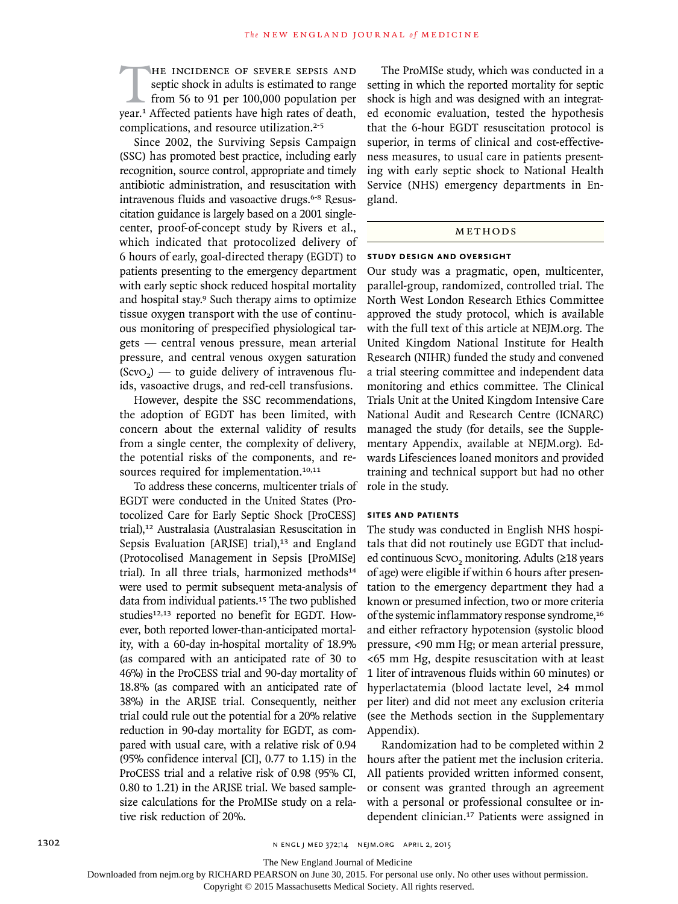The incidence of severe sepsis and septic shock in adults is estimated to range from 56 to 91 per 100,000 population per year.[1] Affected patients have high rates of death, complications, and resource utilization.[2-5]

Since 2002, the Surviving Sepsis Campaign (SSC) has promoted best practice, including early recognition, source control, appropriate and timely antibiotic administration, and resuscitation with intravenous fluids and vasoactive drugs.[6-8] Resuscitation guidance is largely based on a 2001 single-center, proof-of-concept study by Rivers et al., which indicated that protocolized delivery of 6 hours of early, goal-directed therapy (EGDT) to patients presenting to the emergency department with early septic shock reduced hospital mortality and hospital stay.[9] Such therapy aims to optimize tissue oxygen transport with the use of continuous monitoring of prespecified physiological targets — central venous pressure, mean arterial pressure, and central venous oxygen saturation ($Scv_{O_2}$) — to guide delivery of intravenous fluids, vasoactive drugs, and red-cell transfusions.

However, despite the SSC recommendations, the adoption of EGDT has been limited, with concern about the external validity of results from a single center, the complexity of delivery, the potential risks of the components, and resources required for implementation.[10,11]

To address these concerns, multicenter trials of EGDT were conducted in the United States (Protocolized Care for Early Septic Shock [ProCESS] trial),[12] Australasia (Australasian Resuscitation in Sepsis Evaluation [ARISE] trial),[13] and England (Protocolised Management in Sepsis [ProMISe] trial). In all three trials, harmonized methods[14] were used to permit subsequent meta-analysis of data from individual patients.[15] The two published studies[12,13] reported no benefit for EGDT. However, both reported lower-than-anticipated mortality, with a 60-day in-hospital mortality of 18.9% (as compared with an anticipated rate of 30 to 46%) in the ProCESS trial and 90-day mortality of 18.8% (as compared with an anticipated rate of 38%) in the ARISE trial. Consequently, neither trial could rule out the potential for a 20% relative reduction in 90-day mortality for EGDT, as compared with usual care, with a relative risk of 0.94 (95% confidence interval [CI], 0.77 to 1.15) in the ProCESS trial and a relative risk of 0.98 (95% CI, 0.80 to 1.21) in the ARISE trial. We based sample-size calculations for the ProMISe study on a relative risk reduction of 20%.

The ProMISe study, which was conducted in a setting in which the reported mortality for septic shock is high and was designed with an integrated economic evaluation, tested the hypothesis that the 6-hour EGDT resuscitation protocol is superior, in terms of clinical and cost-effectiveness measures, to usual care in patients presenting with early septic shock to National Health Service (NHS) emergency departments in England.

## Methods

### Study Design and Oversight

Our study was a pragmatic, open, multicenter, parallel-group, randomized, controlled trial. The North West London Research Ethics Committee approved the study protocol, which is available with the full text of this article at NEJM.org. The United Kingdom National Institute for Health Research (NIHR) funded the study and convened a trial steering committee and independent data monitoring and ethics committee. The Clinical Trials Unit at the United Kingdom Intensive Care National Audit and Research Centre (ICNARC) managed the study (for details, see the Supplementary Appendix, available at NEJM.org). Edwards Lifesciences loaned monitors and provided training and technical support but had no other role in the study.

### Sites and Patients

The study was conducted in English NHS hospitals that did not routinely use EGDT that included continuous $Scv_{O_2}$ monitoring. Adults (≥18 years of age) were eligible if within 6 hours after presentation to the emergency department they had a known or presumed infection, two or more criteria of the systemic inflammatory response syndrome,[16] and either refractory hypotension (systolic blood pressure, <90 mm Hg; or mean arterial pressure, <65 mm Hg, despite resuscitation with at least 1 liter of intravenous fluids within 60 minutes) or hyperlactatemia (blood lactate level, ≥4 mmol per liter) and did not meet any exclusion criteria (see the Methods section in the Supplementary Appendix).

Randomization had to be completed within 2 hours after the patient met the inclusion criteria. All patients provided written informed consent, or consent was granted through an agreement with a personal or professional consultee or independent clinician.[17] Patients were assigned in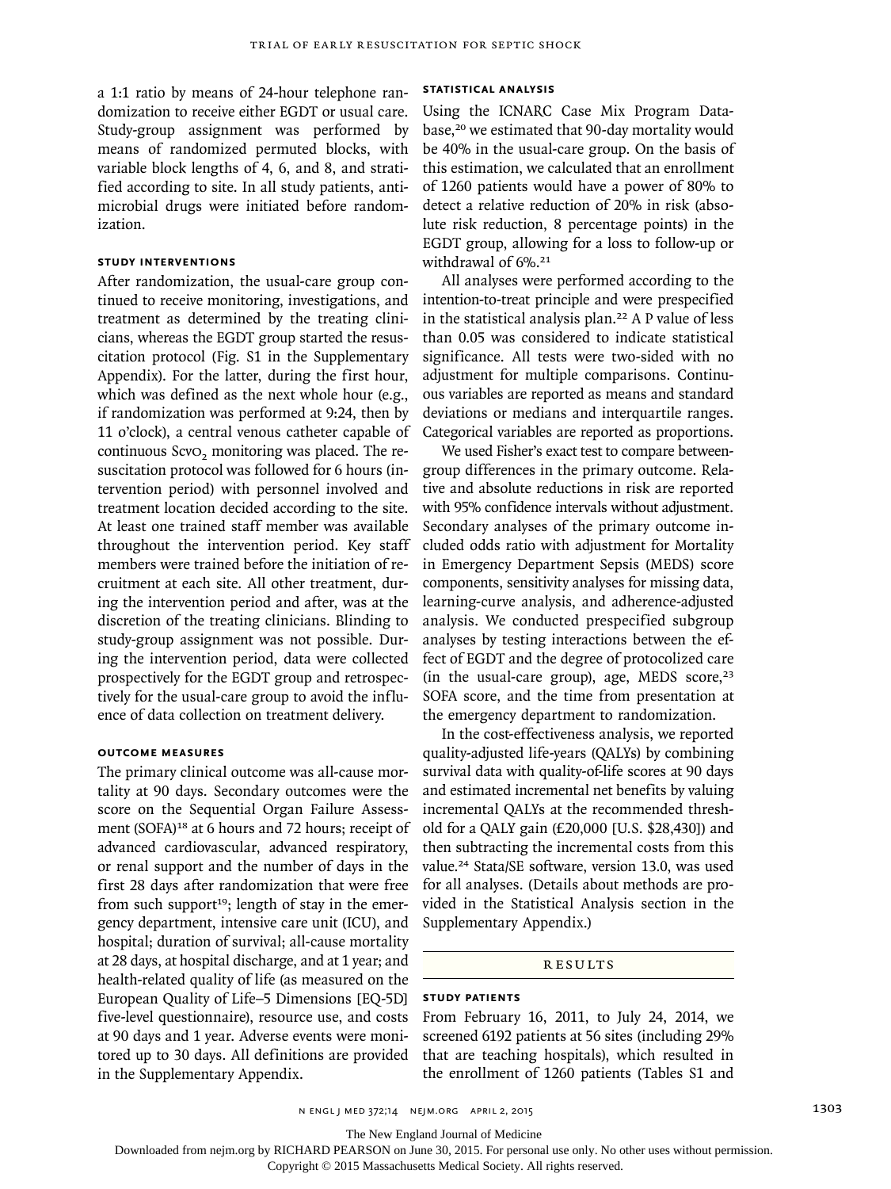a 1:1 ratio by means of 24-hour telephone randomization to receive either EGDT or usual care. Study-group assignment was performed by means of randomized permuted blocks, with variable block lengths of 4, 6, and 8, and stratified according to site. In all study patients, antimicrobial drugs were initiated before randomization.

### Study Interventions

After randomization, the usual-care group continued to receive monitoring, investigations, and treatment as determined by the treating clinicians, whereas the EGDT group started the resuscitation protocol (Fig. S1 in the Supplementary Appendix). For the latter, during the first hour, which was defined as the next whole hour (e.g., if randomization was performed at 9:24, then by 11 o'clock), a central venous catheter capable of continuous $ScvO_2$ monitoring was placed. The resuscitation protocol was followed for 6 hours (intervention period) with personnel involved and treatment location decided according to the site. At least one trained staff member was available throughout the intervention period. Key staff members were trained before the initiation of recruitment at each site. All other treatment, during the intervention period and after, was at the discretion of the treating clinicians. Blinding to study-group assignment was not possible. During the intervention period, data were collected prospectively for the EGDT group and retrospectively for the usual-care group to avoid the influence of data collection on treatment delivery.

### Outcome Measures

The primary clinical outcome was all-cause mortality at 90 days. Secondary outcomes were the score on the Sequential Organ Failure Assessment (SOFA)[18] at 6 hours and 72 hours; receipt of advanced cardiovascular, advanced respiratory, or renal support and the number of days in the first 28 days after randomization that were free from such support[19]; length of stay in the emergency department, intensive care unit (ICU), and hospital; duration of survival; all-cause mortality at 28 days, at hospital discharge, and at 1 year; and health-related quality of life (as measured on the European Quality of Life–5 Dimensions [EQ-5D] five-level questionnaire), resource use, and costs at 90 days and 1 year. Adverse events were monitored up to 30 days. All definitions are provided in the Supplementary Appendix.

### Statistical Analysis

Using the ICNARC Case Mix Program Database,[20] we estimated that 90-day mortality would be 40% in the usual-care group. On the basis of this estimation, we calculated that an enrollment of 1260 patients would have a power of 80% to detect a relative reduction of 20% in risk (absolute risk reduction, 8 percentage points) in the EGDT group, allowing for a loss to follow-up or withdrawal of 6%.[21]

All analyses were performed according to the intention-to-treat principle and were prespecified in the statistical analysis plan.[22] A P value of less than 0.05 was considered to indicate statistical significance. All tests were two-sided with no adjustment for multiple comparisons. Continuous variables are reported as means and standard deviations or medians and interquartile ranges. Categorical variables are reported as proportions.

We used Fisher's exact test to compare between-group differences in the primary outcome. Relative and absolute reductions in risk are reported with 95% confidence intervals without adjustment. Secondary analyses of the primary outcome included odds ratio with adjustment for Mortality in Emergency Department Sepsis (MEDS) score components, sensitivity analyses for missing data, learning-curve analysis, and adherence-adjusted analysis. We conducted prespecified subgroup analyses by testing interactions between the effect of EGDT and the degree of protocolized care (in the usual-care group), age, MEDS score,[23] SOFA score, and the time from presentation at the emergency department to randomization.

In the cost-effectiveness analysis, we reported quality-adjusted life-years (QALYs) by combining survival data with quality-of-life scores at 90 days and estimated incremental net benefits by valuing incremental QALYs at the recommended threshold for a QALY gain (£20,000 [U.S. $28,430]) and then subtracting the incremental costs from this value.[24] Stata/SE software, version 13.0, was used for all analyses. (Details about methods are provided in the Statistical Analysis section in the Supplementary Appendix.)

## Results

### Study Patients

From February 16, 2011, to July 24, 2014, we screened 6192 patients at 56 sites (including 29% that are teaching hospitals), which resulted in the enrollment of 1260 patients (Tables S1 and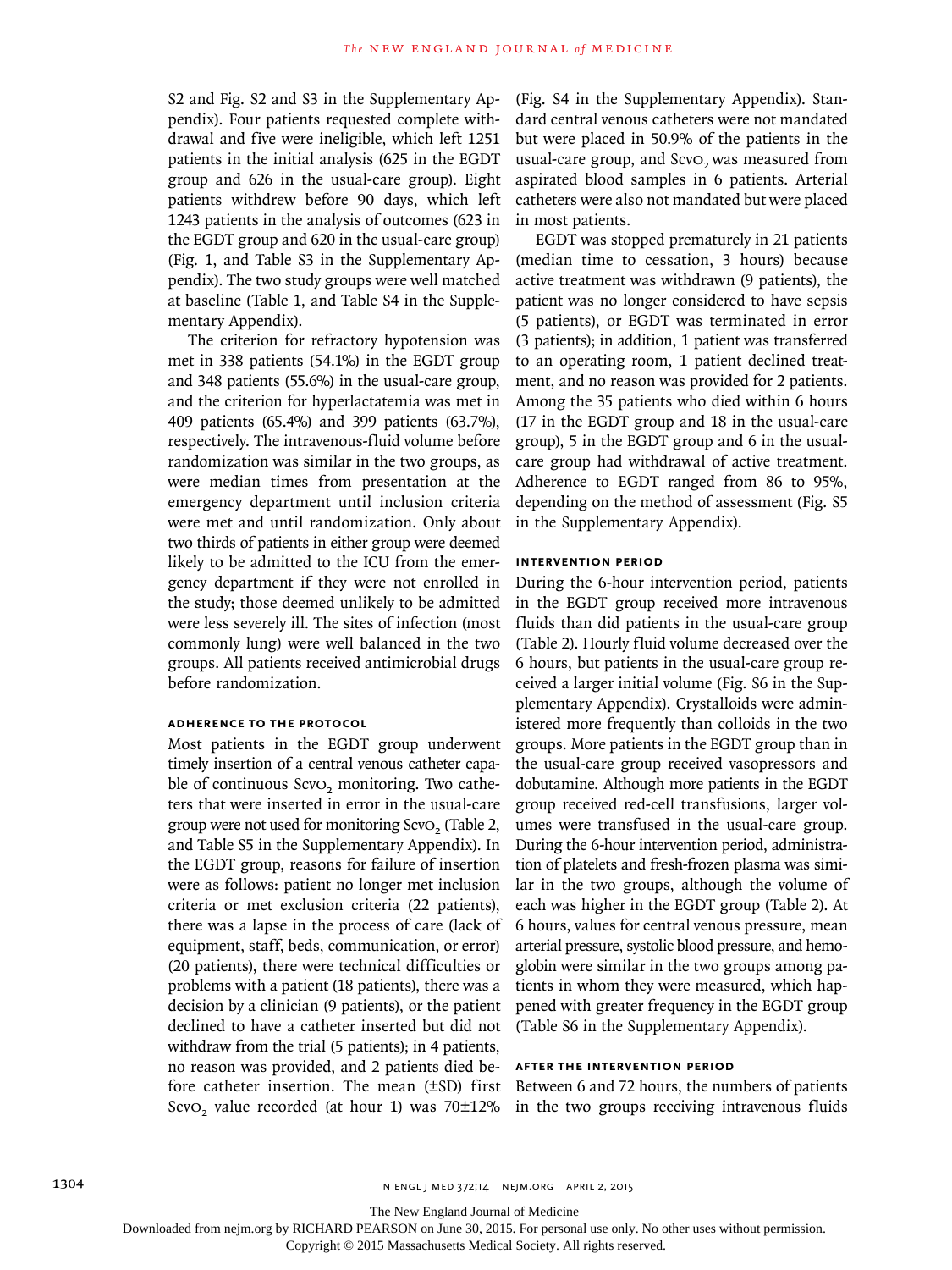S2 and Fig. S2 and S3 in the Supplementary Appendix). Four patients requested complete withdrawal and five were ineligible, which left 1251 patients in the initial analysis (625 in the EGDT group and 626 in the usual-care group). Eight patients withdrew before 90 days, which left 1243 patients in the analysis of outcomes (623 in the EGDT group and 620 in the usual-care group) (Fig. 1, and Table S3 in the Supplementary Appendix). The two study groups were well matched at baseline (Table 1, and Table S4 in the Supplementary Appendix).

The criterion for refractory hypotension was met in 338 patients (54.1%) in the EGDT group and 348 patients (55.6%) in the usual-care group, and the criterion for hyperlactatemia was met in 409 patients (65.4%) and 399 patients (63.7%), respectively. The intravenous-fluid volume before randomization was similar in the two groups, as were median times from presentation at the emergency department until inclusion criteria were met and until randomization. Only about two thirds of patients in either group were deemed likely to be admitted to the ICU from the emergency department if they were not enrolled in the study; those deemed unlikely to be admitted were less severely ill. The sites of infection (most commonly lung) were well balanced in the two groups. All patients received antimicrobial drugs before randomization.

### ADHERENCE TO THE PROTOCOL

Most patients in the EGDT group underwent timely insertion of a central venous catheter capable of continuous $Scv_{O_2}$ monitoring. Two catheters that were inserted in error in the usual-care group were not used for monitoring $Scv_{O_2}$ (Table 2, and Table S5 in the Supplementary Appendix). In the EGDT group, reasons for failure of insertion were as follows: patient no longer met inclusion criteria or met exclusion criteria (22 patients), there was a lapse in the process of care (lack of equipment, staff, beds, communication, or error) (20 patients), there were technical difficulties or problems with a patient (18 patients), there was a decision by a clinician (9 patients), or the patient declined to have a catheter inserted but did not withdraw from the trial (5 patients); in 4 patients, no reason was provided, and 2 patients died before catheter insertion. The mean (±SD) first $Scv_{O_2}$ value recorded (at hour 1) was 70±12% (Fig. S4 in the Supplementary Appendix). Standard central venous catheters were not mandated but were placed in 50.9% of the patients in the usual-care group, and $Scv_{O_2}$ was measured from aspirated blood samples in 6 patients. Arterial catheters were also not mandated but were placed in most patients.

EGDT was stopped prematurely in 21 patients (median time to cessation, 3 hours) because active treatment was withdrawn (9 patients), the patient was no longer considered to have sepsis (5 patients), or EGDT was terminated in error (3 patients); in addition, 1 patient was transferred to an operating room, 1 patient declined treatment, and no reason was provided for 2 patients. Among the 35 patients who died within 6 hours (17 in the EGDT group and 18 in the usual-care group), 5 in the EGDT group and 6 in the usual-care group had withdrawal of active treatment. Adherence to EGDT ranged from 86 to 95%, depending on the method of assessment (Fig. S5 in the Supplementary Appendix).

### INTERVENTION PERIOD

During the 6-hour intervention period, patients in the EGDT group received more intravenous fluids than did patients in the usual-care group (Table 2). Hourly fluid volume decreased over the 6 hours, but patients in the usual-care group received a larger initial volume (Fig. S6 in the Supplementary Appendix). Crystalloids were administered more frequently than colloids in the two groups. More patients in the EGDT group than in the usual-care group received vasopressors and dobutamine. Although more patients in the EGDT group received red-cell transfusions, larger volumes were transfused in the usual-care group. During the 6-hour intervention period, administration of platelets and fresh-frozen plasma was similar in the two groups, although the volume of each was higher in the EGDT group (Table 2). At 6 hours, values for central venous pressure, mean arterial pressure, systolic blood pressure, and hemoglobin were similar in the two groups among patients in whom they were measured, which happened with greater frequency in the EGDT group (Table S6 in the Supplementary Appendix).

### AFTER THE INTERVENTION PERIOD

Between 6 and 72 hours, the numbers of patients in the two groups receiving intravenous fluids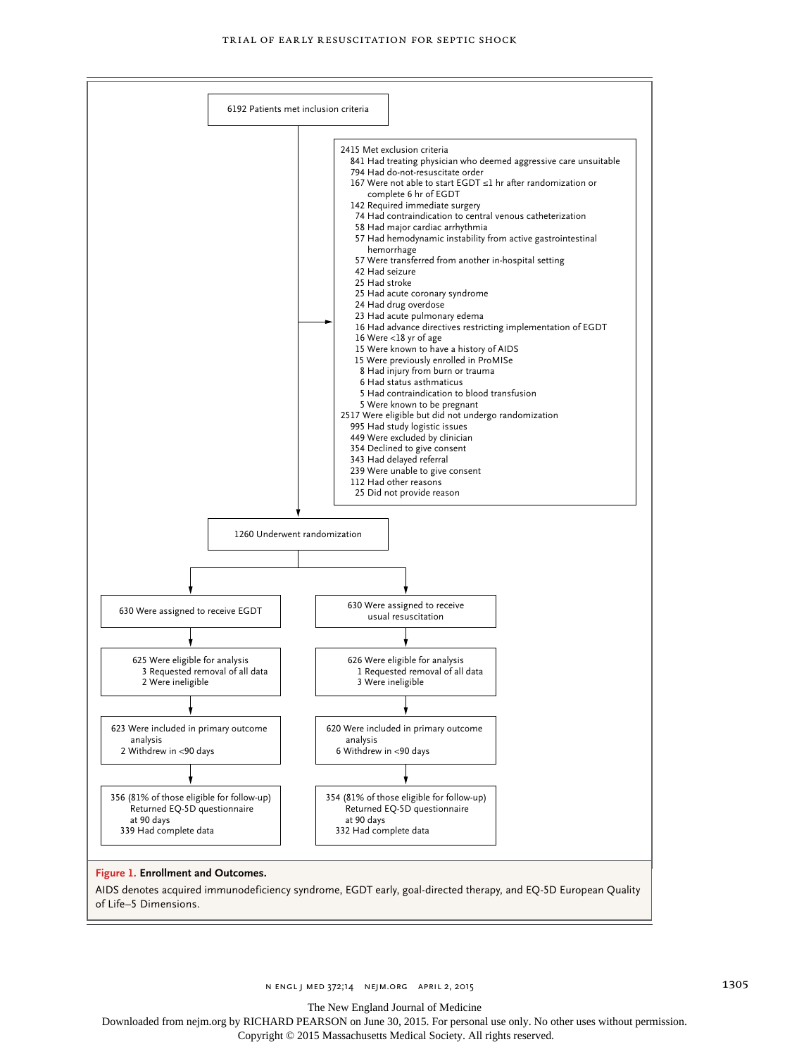6192 Patients met inclusion criteria

2415 Met exclusion criteria
- 841 Had treating physician who deemed aggressive care unsuitable
- 794 Had do-not-resuscitate order
- 167 Were not able to start EGDT ≤1 hr after randomization or complete 6 hr of EGDT
- 142 Required immediate surgery
- 74 Had contraindication to central venous catheterization
- 58 Had major cardiac arrhythmia
- 57 Had hemodynamic instability from active gastrointestinal hemorrhage
- 57 Were transferred from another in-hospital setting
- 42 Had seizure
- 25 Had stroke
- 25 Had acute coronary syndrome
- 24 Had drug overdose
- 23 Had acute pulmonary edema
- 16 Had advance directives restricting implementation of EGDT
- 16 Were <18 yr of age
- 15 Were known to have a history of AIDS
- 15 Were previously enrolled in ProMISe
- 8 Had injury from burn or trauma
- 6 Had status asthmaticus
- 5 Had contraindication to blood transfusion
- 5 Were known to be pregnant

2517 Were eligible but did not undergo randomization
- 995 Had study logistic issues
- 449 Were excluded by clinician
- 354 Declined to give consent
- 343 Had delayed referral
- 239 Were unable to give consent
- 112 Had other reasons
- 25 Did not provide reason

1260 Underwent randomization

| EGDT | Usual resuscitation |
|---|---|
| 630 Were assigned to receive EGDT | 630 Were assigned to receive usual resuscitation |
| 625 Were eligible for analysis; 3 Requested removal of all data; 2 Were ineligible | 626 Were eligible for analysis; 1 Requested removal of all data; 3 Were ineligible |
| 623 Were included in primary outcome analysis; 2 Withdrew in <90 days | 620 Were included in primary outcome analysis; 6 Withdrew in <90 days |
| 356 (81% of those eligible for follow-up) Returned EQ-5D questionnaire at 90 days; 339 Had complete data | 354 (81% of those eligible for follow-up) Returned EQ-5D questionnaire at 90 days; 332 Had complete data |

**Figure 1. Enrollment and Outcomes.**

AIDS denotes acquired immunodeficiency syndrome, EGDT early, goal-directed therapy, and EQ-5D European Quality of Life–5 Dimensions.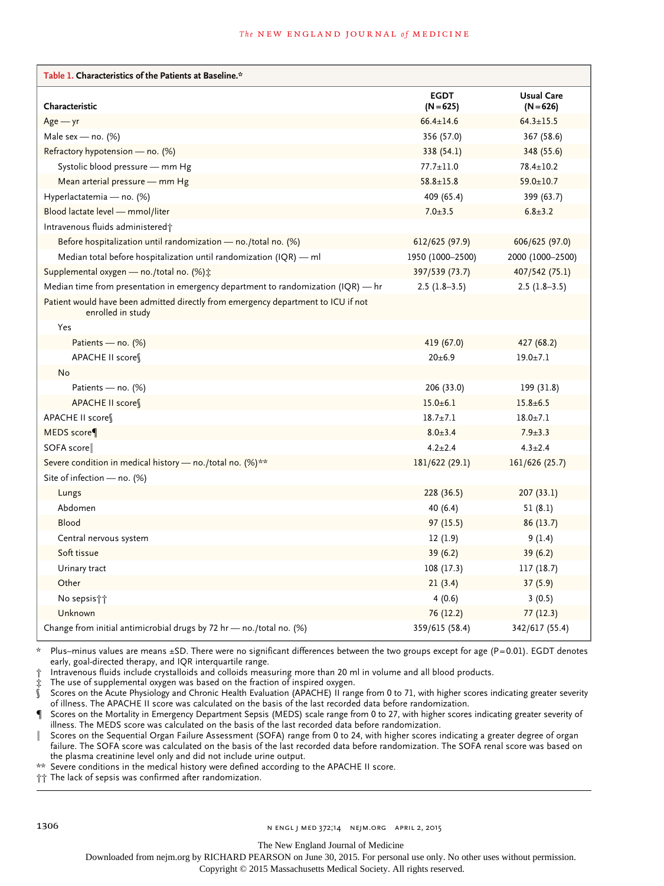**Table 1. Characteristics of the Patients at Baseline.***

| Characteristic | EGDT (N=625) | Usual Care (N=626) |
|---|---|---|
| Age — yr | 66.4±14.6 | 64.3±15.5 |
| Male sex — no. (%) | 356 (57.0) | 367 (58.6) |
| Refractory hypotension — no. (%) | 338 (54.1) | 348 (55.6) |
| Systolic blood pressure — mm Hg | 77.7±11.0 | 78.4±10.2 |
| Mean arterial pressure — mm Hg | 58.8±15.8 | 59.0±10.7 |
| Hyperlactatemia — no. (%) | 409 (65.4) | 399 (63.7) |
| Blood lactate level — mmol/liter | 7.0±3.5 | 6.8±3.2 |
| Intravenous fluids administered† | | |
| Before hospitalization until randomization — no./total no. (%) | 612/625 (97.9) | 606/625 (97.0) |
| Median total before hospitalization until randomization (IQR) — ml | 1950 (1000–2500) | 2000 (1000–2500) |
| Supplemental oxygen — no./total no. (%)‡ | 397/539 (73.7) | 407/542 (75.1) |
| Median time from presentation in emergency department to randomization (IQR) — hr | 2.5 (1.8–3.5) | 2.5 (1.8–3.5) |
| Patient would have been admitted directly from emergency department to ICU if not enrolled in study | | |
| Yes | | |
| Patients — no. (%) | 419 (67.0) | 427 (68.2) |
| APACHE II score§ | 20±6.9 | 19.0±7.1 |
| No | | |
| Patients — no. (%) | 206 (33.0) | 199 (31.8) |
| APACHE II score§ | 15.0±6.1 | 15.8±6.5 |
| APACHE II score§ | 18.7±7.1 | 18.0±7.1 |
| MEDS score¶ | 8.0±3.4 | 7.9±3.3 |
| SOFA score‖ | 4.2±2.4 | 4.3±2.4 |
| Severe condition in medical history — no./total no. (%)** | 181/622 (29.1) | 161/626 (25.7) |
| Site of infection — no. (%) | | |
| Lungs | 228 (36.5) | 207 (33.1) |
| Abdomen | 40 (6.4) | 51 (8.1) |
| Blood | 97 (15.5) | 86 (13.7) |
| Central nervous system | 12 (1.9) | 9 (1.4) |
| Soft tissue | 39 (6.2) | 39 (6.2) |
| Urinary tract | 108 (17.3) | 117 (18.7) |
| Other | 21 (3.4) | 37 (5.9) |
| No sepsis†† | 4 (0.6) | 3 (0.5) |
| Unknown | 76 (12.2) | 77 (12.3) |
| Change from initial antimicrobial drugs by 72 hr — no./total no. (%) | 359/615 (58.4) | 342/617 (55.4) |

\* Plus–minus values are means ±SD. There were no significant differences between the two groups except for age (P=0.01). EGDT denotes early, goal-directed therapy, and IQR interquartile range.

† Intravenous fluids include crystalloids and colloids measuring more than 20 ml in volume and all blood products.

‡ The use of supplemental oxygen was based on the fraction of inspired oxygen.

§ Scores on the Acute Physiology and Chronic Health Evaluation (APACHE) II range from 0 to 71, with higher scores indicating greater severity of illness. The APACHE II score was calculated on the basis of the last recorded data before randomization.

¶ Scores on the Mortality in Emergency Department Sepsis (MEDS) scale range from 0 to 27, with higher scores indicating greater severity of illness. The MEDS score was calculated on the basis of the last recorded data before randomization.

‖ Scores on the Sequential Organ Failure Assessment (SOFA) range from 0 to 24, with higher scores indicating a greater degree of organ failure. The SOFA score was calculated on the basis of the last recorded data before randomization. The SOFA renal score was based on the plasma creatinine level only and did not include urine output.

** Severe conditions in the medical history were defined according to the APACHE II score.

†† The lack of sepsis was confirmed after randomization.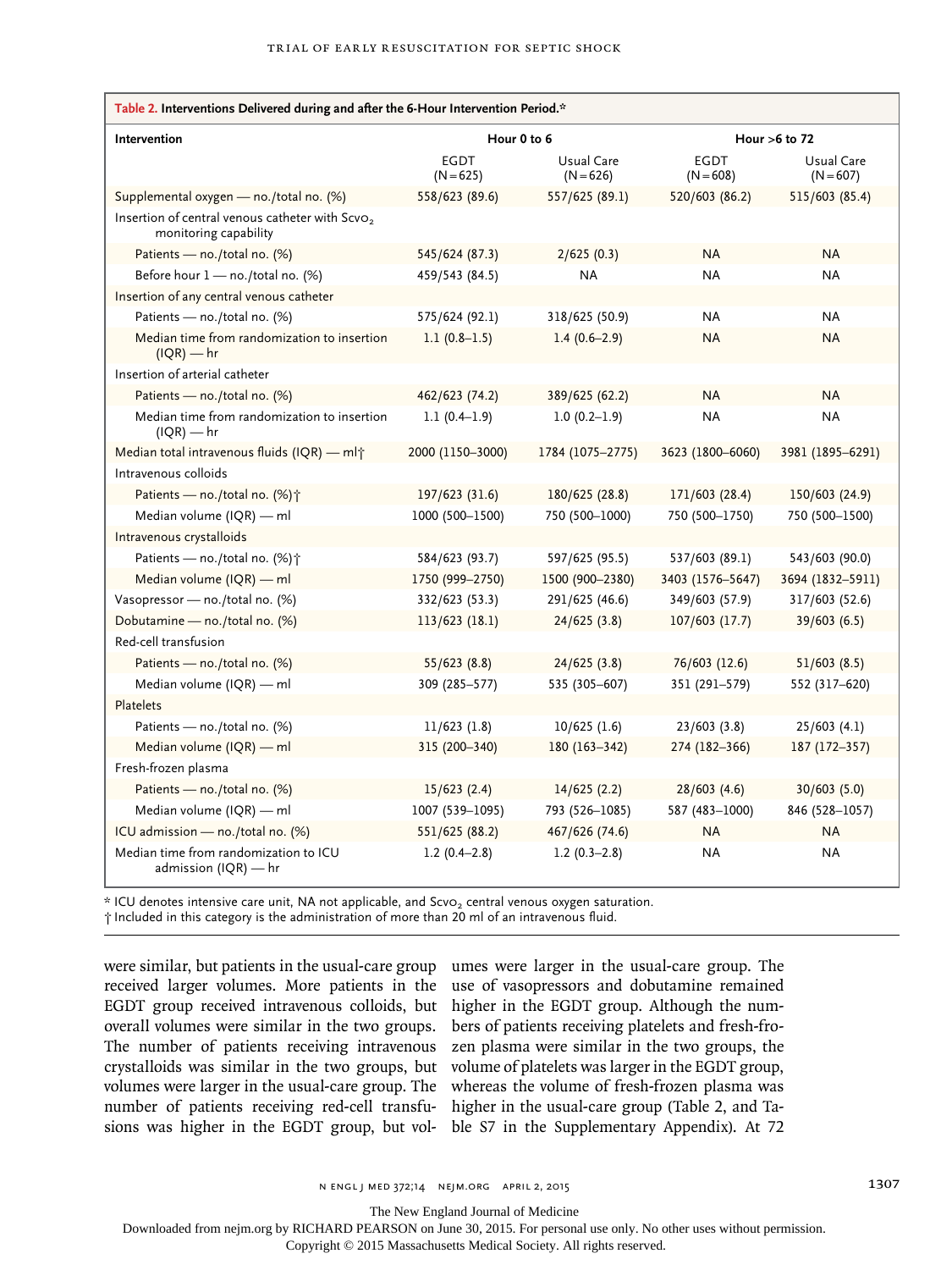**Table 2. Interventions Delivered during and after the 6-Hour Intervention Period.***

| Intervention | Hour 0 to 6 | | Hour >6 to 72 | |
|---|---|---|---|---|
| | EGDT (N=625) | Usual Care (N=626) | EGDT (N=608) | Usual Care (N=607) |
| Supplemental oxygen — no./total no. (%) | 558/623 (89.6) | 557/625 (89.1) | 520/603 (86.2) | 515/603 (85.4) |
| Insertion of central venous catheter with $Scvo_2$ monitoring capability | | | | |
| Patients — no./total no. (%) | 545/624 (87.3) | 2/625 (0.3) | NA | NA |
| Before hour 1 — no./total no. (%) | 459/543 (84.5) | NA | NA | NA |
| Insertion of any central venous catheter | | | | |
| Patients — no./total no. (%) | 575/624 (92.1) | 318/625 (50.9) | NA | NA |
| Median time from randomization to insertion (IQR) — hr | 1.1 (0.8–1.5) | 1.4 (0.6–2.9) | NA | NA |
| Insertion of arterial catheter | | | | |
| Patients — no./total no. (%) | 462/623 (74.2) | 389/625 (62.2) | NA | NA |
| Median time from randomization to insertion (IQR) — hr | 1.1 (0.4–1.9) | 1.0 (0.2–1.9) | NA | NA |
| Median total intravenous fluids (IQR) — ml† | 2000 (1150–3000) | 1784 (1075–2775) | 3623 (1800–6060) | 3981 (1895–6291) |
| Intravenous colloids | | | | |
| Patients — no./total no. (%)† | 197/623 (31.6) | 180/625 (28.8) | 171/603 (28.4) | 150/603 (24.9) |
| Median volume (IQR) — ml | 1000 (500–1500) | 750 (500–1000) | 750 (500–1750) | 750 (500–1500) |
| Intravenous crystalloids | | | | |
| Patients — no./total no. (%)† | 584/623 (93.7) | 597/625 (95.5) | 537/603 (89.1) | 543/603 (90.0) |
| Median volume (IQR) — ml | 1750 (999–2750) | 1500 (900–2380) | 3403 (1576–5647) | 3694 (1832–5911) |
| Vasopressor — no./total no. (%) | 332/623 (53.3) | 291/625 (46.6) | 349/603 (57.9) | 317/603 (52.6) |
| Dobutamine — no./total no. (%) | 113/623 (18.1) | 24/625 (3.8) | 107/603 (17.7) | 39/603 (6.5) |
| Red-cell transfusion | | | | |
| Patients — no./total no. (%) | 55/623 (8.8) | 24/625 (3.8) | 76/603 (12.6) | 51/603 (8.5) |
| Median volume (IQR) — ml | 309 (285–577) | 535 (305–607) | 351 (291–579) | 552 (317–620) |
| Platelets | | | | |
| Patients — no./total no. (%) | 11/623 (1.8) | 10/625 (1.6) | 23/603 (3.8) | 25/603 (4.1) |
| Median volume (IQR) — ml | 315 (200–340) | 180 (163–342) | 274 (182–366) | 187 (172–357) |
| Fresh-frozen plasma | | | | |
| Patients — no./total no. (%) | 15/623 (2.4) | 14/625 (2.2) | 28/603 (4.6) | 30/603 (5.0) |
| Median volume (IQR) — ml | 1007 (539–1095) | 793 (526–1085) | 587 (483–1000) | 846 (528–1057) |
| ICU admission — no./total no. (%) | 551/625 (88.2) | 467/626 (74.6) | NA | NA |
| Median time from randomization to ICU admission (IQR) — hr | 1.2 (0.4–2.8) | 1.2 (0.3–2.8) | NA | NA |

\* ICU denotes intensive care unit, NA not applicable, and $Scvo_2$ central venous oxygen saturation.
† Included in this category is the administration of more than 20 ml of an intravenous fluid.

were similar, but patients in the usual-care group received larger volumes. More patients in the EGDT group received intravenous colloids, but overall volumes were similar in the two groups. The number of patients receiving intravenous crystalloids was similar in the two groups, but volumes were larger in the usual-care group. The number of patients receiving red-cell transfusions was higher in the EGDT group, but volumes were larger in the usual-care group. The use of vasopressors and dobutamine remained higher in the EGDT group. Although the numbers of patients receiving platelets and fresh-frozen plasma were similar in the two groups, the volume of platelets was larger in the EGDT group, whereas the volume of fresh-frozen plasma was higher in the usual-care group (Table 2, and Table S7 in the Supplementary Appendix). At 72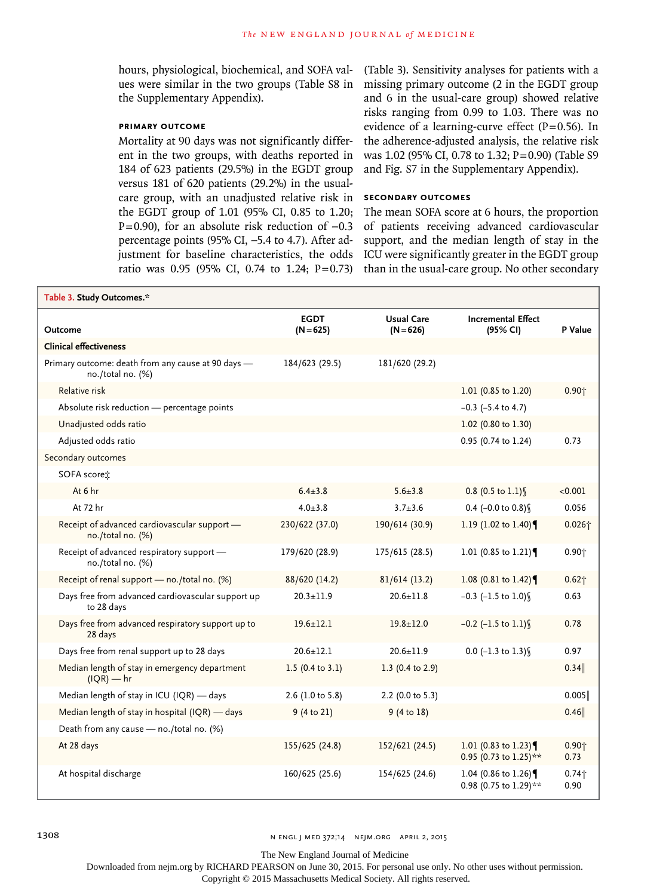hours, physiological, biochemical, and SOFA values were similar in the two groups (Table S8 in the Supplementary Appendix).

### PRIMARY OUTCOME

Mortality at 90 days was not significantly different in the two groups, with deaths reported in 184 of 623 patients (29.5%) in the EGDT group versus 181 of 620 patients (29.2%) in the usual-care group, with an unadjusted relative risk in the EGDT group of 1.01 (95% CI, 0.85 to 1.20; P=0.90), for an absolute risk reduction of −0.3 percentage points (95% CI, −5.4 to 4.7). After adjustment for baseline characteristics, the odds ratio was 0.95 (95% CI, 0.74 to 1.24; P=0.73) (Table 3). Sensitivity analyses for patients with a missing primary outcome (2 in the EGDT group and 6 in the usual-care group) showed relative risks ranging from 0.99 to 1.03. There was no evidence of a learning-curve effect (P=0.56). In the adherence-adjusted analysis, the relative risk was 1.02 (95% CI, 0.78 to 1.32; P=0.90) (Table S9 and Fig. S7 in the Supplementary Appendix).

### SECONDARY OUTCOMES

The mean SOFA score at 6 hours, the proportion of patients receiving advanced cardiovascular support, and the median length of stay in the ICU were significantly greater in the EGDT group than in the usual-care group. No other secondary

**Table 3. Study Outcomes.***

| Outcome | EGDT (N=625) | Usual Care (N=626) | Incremental Effect (95% CI) | P Value |
|---|---|---|---|---|
| **Clinical effectiveness** | | | | |
| Primary outcome: death from any cause at 90 days — no./total no. (%) | 184/623 (29.5) | 181/620 (29.2) | | |
| Relative risk | | | 1.01 (0.85 to 1.20) | 0.90† |
| Absolute risk reduction — percentage points | | | −0.3 (−5.4 to 4.7) | |
| Unadjusted odds ratio | | | 1.02 (0.80 to 1.30) | |
| Adjusted odds ratio | | | 0.95 (0.74 to 1.24) | 0.73 |
| Secondary outcomes | | | | |
| SOFA score‡ | | | | |
| At 6 hr | 6.4±3.8 | 5.6±3.8 | 0.8 (0.5 to 1.1)§ | <0.001 |
| At 72 hr | 4.0±3.8 | 3.7±3.6 | 0.4 (−0.0 to 0.8)§ | 0.056 |
| Receipt of advanced cardiovascular support — no./total no. (%) | 230/622 (37.0) | 190/614 (30.9) | 1.19 (1.02 to 1.40)¶ | 0.026† |
| Receipt of advanced respiratory support — no./total no. (%) | 179/620 (28.9) | 175/615 (28.5) | 1.01 (0.85 to 1.21)¶ | 0.90† |
| Receipt of renal support — no./total no. (%) | 88/620 (14.2) | 81/614 (13.2) | 1.08 (0.81 to 1.42)¶ | 0.62† |
| Days free from advanced cardiovascular support up to 28 days | 20.3±11.9 | 20.6±11.8 | −0.3 (−1.5 to 1.0)§ | 0.63 |
| Days free from advanced respiratory support up to 28 days | 19.6±12.1 | 19.8±12.0 | −0.2 (−1.5 to 1.1)§ | 0.78 |
| Days free from renal support up to 28 days | 20.6±12.1 | 20.6±11.9 | 0.0 (−1.3 to 1.3)§ | 0.97 |
| Median length of stay in emergency department (IQR) — hr | 1.5 (0.4 to 3.1) | 1.3 (0.4 to 2.9) | | 0.34‖ |
| Median length of stay in ICU (IQR) — days | 2.6 (1.0 to 5.8) | 2.2 (0.0 to 5.3) | | 0.005‖ |
| Median length of stay in hospital (IQR) — days | 9 (4 to 21) | 9 (4 to 18) | | 0.46‖ |
| Death from any cause — no./total no. (%) | | | | |
| At 28 days | 155/625 (24.8) | 152/621 (24.5) | 1.01 (0.83 to 1.23)¶<br>0.95 (0.73 to 1.25)** | 0.90†<br>0.73 |
| At hospital discharge | 160/625 (25.6) | 154/625 (24.6) | 1.04 (0.86 to 1.26)¶<br>0.98 (0.75 to 1.29)** | 0.74†<br>0.90 |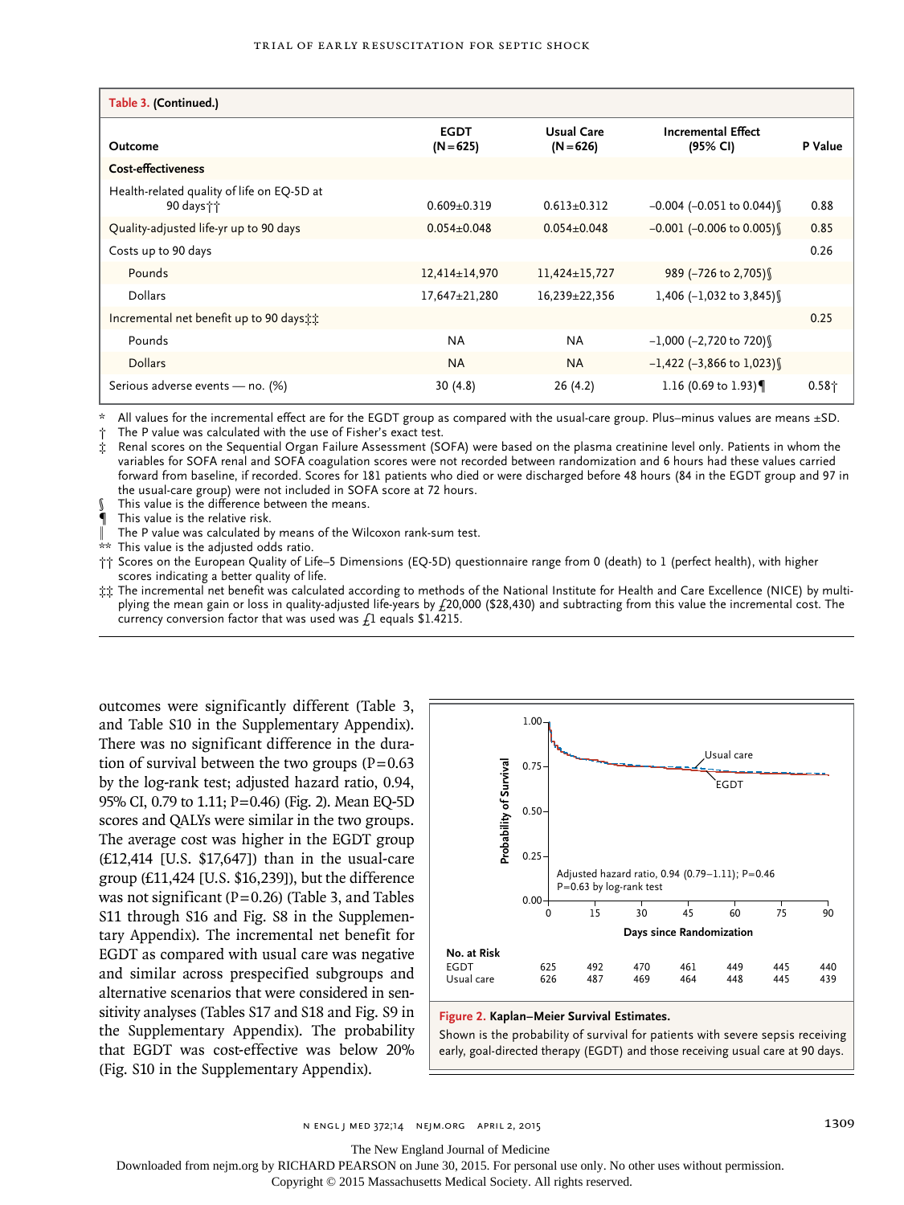**Table 3. (Continued.)**

| Outcome | EGDT (N=625) | Usual Care (N=626) | Incremental Effect (95% CI) | P Value |
|---|---|---|---|---|
| **Cost-effectiveness** | | | | |
| Health-related quality of life on EQ-5D at 90 days†† | 0.609±0.319 | 0.613±0.312 | −0.004 (−0.051 to 0.044)§ | 0.88 |
| Quality-adjusted life-yr up to 90 days | 0.054±0.048 | 0.054±0.048 | −0.001 (−0.006 to 0.005)§ | 0.85 |
| Costs up to 90 days | | | | 0.26 |
| Pounds | 12,414±14,970 | 11,424±15,727 | 989 (−726 to 2,705)§ | |
| Dollars | 17,647±21,280 | 16,239±22,356 | 1,406 (−1,032 to 3,845)§ | |
| Incremental net benefit up to 90 days‡‡ | | | | 0.25 |
| Pounds | NA | NA | −1,000 (−2,720 to 720)§ | |
| Dollars | NA | NA | −1,422 (−3,866 to 1,023)§ | |
| Serious adverse events — no. (%) | 30 (4.8) | 26 (4.2) | 1.16 (0.69 to 1.93)¶ | 0.58† |

\* All values for the incremental effect are for the EGDT group as compared with the usual-care group. Plus–minus values are means ±SD.
† The P value was calculated with the use of Fisher's exact test.
‡ Renal scores on the Sequential Organ Failure Assessment (SOFA) were based on the plasma creatinine level only. Patients in whom the variables for SOFA renal and SOFA coagulation scores were not recorded between randomization and 6 hours had these values carried forward from baseline, if recorded. Scores for 181 patients who died or were discharged before 48 hours (84 in the EGDT group and 97 in the usual-care group) were not included in SOFA score at 72 hours.
§ This value is the difference between the means.
¶ This value is the relative risk.
‖ The P value was calculated by means of the Wilcoxon rank-sum test.
\** This value is the adjusted odds ratio.
†† Scores on the European Quality of Life–5 Dimensions (EQ-5D) questionnaire range from 0 (death) to 1 (perfect health), with higher scores indicating a better quality of life.
‡‡ The incremental net benefit was calculated according to methods of the National Institute for Health and Care Excellence (NICE) by multiplying the mean gain or loss in quality-adjusted life-years by £20,000 ($28,430) and subtracting from this value the incremental cost. The currency conversion factor that was used was £1 equals $1.4215.

outcomes were significantly different (Table 3, and Table S10 in the Supplementary Appendix). There was no significant difference in the duration of survival between the two groups (P=0.63 by the log-rank test; adjusted hazard ratio, 0.94, 95% CI, 0.79 to 1.11; P=0.46) (Fig. 2). Mean EQ-5D scores and QALYs were similar in the two groups. The average cost was higher in the EGDT group (£12,414 [U.S. $17,647]) than in the usual-care group (£11,424 [U.S. $16,239]), but the difference was not significant (P=0.26) (Table 3, and Tables S11 through S16 and Fig. S8 in the Supplementary Appendix). The incremental net benefit for EGDT as compared with usual care was negative and similar across prespecified subgroups and alternative scenarios that were considered in sensitivity analyses (Tables S17 and S18 and Fig. S9 in the Supplementary Appendix). The probability that EGDT was cost-effective was below 20% (Fig. S10 in the Supplementary Appendix).

Adjusted hazard ratio, 0.94 (0.79–1.11); P=0.46
P=0.63 by log-rank test

| No. at Risk | 0 | 15 | 30 | 45 | 60 | 75 | 90 |
|---|---|---|---|---|---|---|---|
| EGDT | 625 | 492 | 470 | 461 | 449 | 445 | 440 |
| Usual care | 626 | 487 | 469 | 464 | 448 | 445 | 439 |

**Figure 2. Kaplan–Meier Survival Estimates.**

Shown is the probability of survival for patients with severe sepsis receiving early, goal-directed therapy (EGDT) and those receiving usual care at 90 days.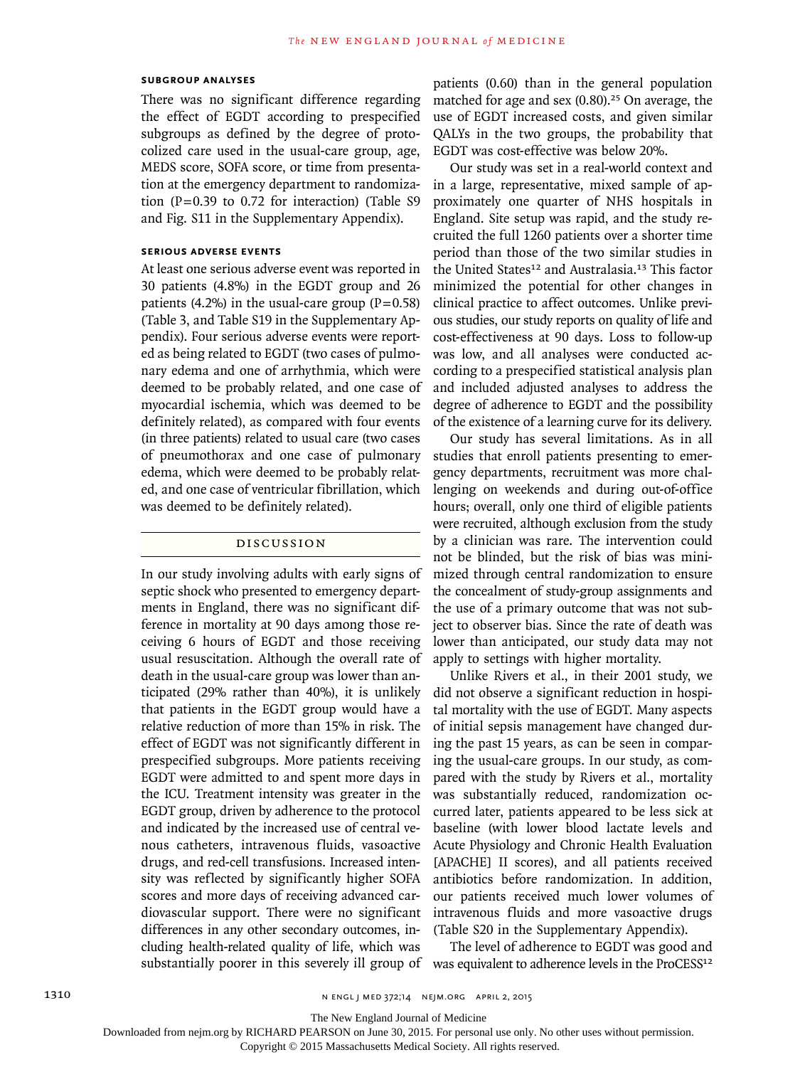### SUBGROUP ANALYSES

There was no significant difference regarding the effect of EGDT according to prespecified subgroups as defined by the degree of protocolized care used in the usual-care group, age, MEDS score, SOFA score, or time from presentation at the emergency department to randomization (P=0.39 to 0.72 for interaction) (Table S9 and Fig. S11 in the Supplementary Appendix).

### SERIOUS ADVERSE EVENTS

At least one serious adverse event was reported in 30 patients (4.8%) in the EGDT group and 26 patients (4.2%) in the usual-care group (P=0.58) (Table 3, and Table S19 in the Supplementary Appendix). Four serious adverse events were reported as being related to EGDT (two cases of pulmonary edema and one of arrhythmia, which were deemed to be probably related, and one case of myocardial ischemia, which was deemed to be definitely related), as compared with four events (in three patients) related to usual care (two cases of pneumothorax and one case of pulmonary edema, which were deemed to be probably related, and one case of ventricular fibrillation, which was deemed to be definitely related).

## DISCUSSION

In our study involving adults with early signs of septic shock who presented to emergency departments in England, there was no significant difference in mortality at 90 days among those receiving 6 hours of EGDT and those receiving usual resuscitation. Although the overall rate of death in the usual-care group was lower than anticipated (29% rather than 40%), it is unlikely that patients in the EGDT group would have a relative reduction of more than 15% in risk. The effect of EGDT was not significantly different in prespecified subgroups. More patients receiving EGDT were admitted to and spent more days in the ICU. Treatment intensity was greater in the EGDT group, driven by adherence to the protocol and indicated by the increased use of central venous catheters, intravenous fluids, vasoactive drugs, and red-cell transfusions. Increased intensity was reflected by significantly higher SOFA scores and more days of receiving advanced cardiovascular support. There were no significant differences in any other secondary outcomes, including health-related quality of life, which was substantially poorer in this severely ill group of patients (0.60) than in the general population matched for age and sex (0.80).[25] On average, the use of EGDT increased costs, and given similar QALYs in the two groups, the probability that EGDT was cost-effective was below 20%.

Our study was set in a real-world context and in a large, representative, mixed sample of approximately one quarter of NHS hospitals in England. Site setup was rapid, and the study recruited the full 1260 patients over a shorter time period than those of the two similar studies in the United States[12] and Australasia.[13] This factor minimized the potential for other changes in clinical practice to affect outcomes. Unlike previous studies, our study reports on quality of life and cost-effectiveness at 90 days. Loss to follow-up was low, and all analyses were conducted according to a prespecified statistical analysis plan and included adjusted analyses to address the degree of adherence to EGDT and the possibility of the existence of a learning curve for its delivery.

Our study has several limitations. As in all studies that enroll patients presenting to emergency departments, recruitment was more challenging on weekends and during out-of-office hours; overall, only one third of eligible patients were recruited, although exclusion from the study by a clinician was rare. The intervention could not be blinded, but the risk of bias was minimized through central randomization to ensure the concealment of study-group assignments and the use of a primary outcome that was not subject to observer bias. Since the rate of death was lower than anticipated, our study data may not apply to settings with higher mortality.

Unlike Rivers et al., in their 2001 study, we did not observe a significant reduction in hospital mortality with the use of EGDT. Many aspects of initial sepsis management have changed during the past 15 years, as can be seen in comparing the usual-care groups. In our study, as compared with the study by Rivers et al., mortality was substantially reduced, randomization occurred later, patients appeared to be less sick at baseline (with lower blood lactate levels and Acute Physiology and Chronic Health Evaluation [APACHE] II scores), and all patients received antibiotics before randomization. In addition, our patients received much lower volumes of intravenous fluids and more vasoactive drugs (Table S20 in the Supplementary Appendix).

The level of adherence to EGDT was good and was equivalent to adherence levels in the ProCESS[12]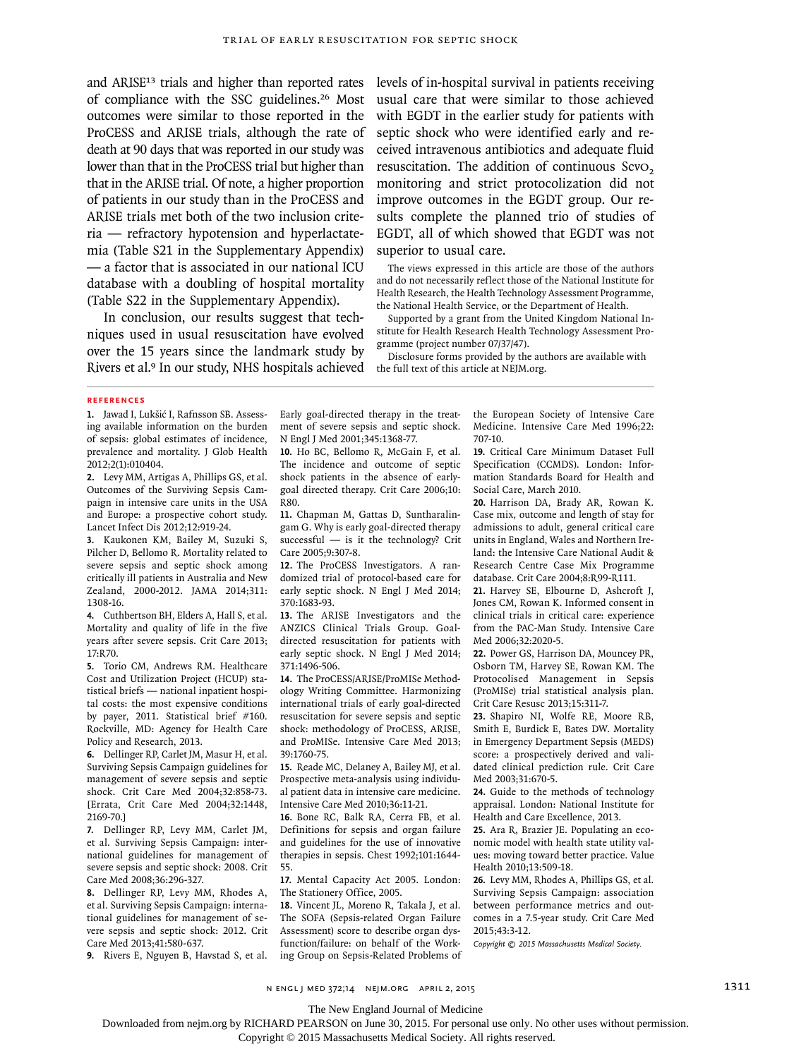and ARISE[13] trials and higher than reported rates of compliance with the SSC guidelines.[26] Most outcomes were similar to those reported in the ProCESS and ARISE trials, although the rate of death at 90 days that was reported in our study was lower than that in the ProCESS trial but higher than that in the ARISE trial. Of note, a higher proportion of patients in our study than in the ProCESS and ARISE trials met both of the two inclusion criteria — refractory hypotension and hyperlactatemia (Table S21 in the Supplementary Appendix) — a factor that is associated in our national ICU database with a doubling of hospital mortality (Table S22 in the Supplementary Appendix).

In conclusion, our results suggest that techniques used in usual resuscitation have evolved over the 15 years since the landmark study by Rivers et al.[9] In our study, NHS hospitals achieved levels of in-hospital survival in patients receiving usual care that were similar to those achieved with EGDT in the earlier study for patients with septic shock who were identified early and received intravenous antibiotics and adequate fluid resuscitation. The addition of continuous $ScvO_2$ monitoring and strict protocolization did not improve outcomes in the EGDT group. Our results complete the planned trio of studies of EGDT, all of which showed that EGDT was not superior to usual care.

The views expressed in this article are those of the authors and do not necessarily reflect those of the National Institute for Health Research, the Health Technology Assessment Programme, the National Health Service, or the Department of Health.

Supported by a grant from the United Kingdom National Institute for Health Research Health Technology Assessment Programme (project number 07/37/47).

Disclosure forms provided by the authors are available with the full text of this article at NEJM.org.

## References

1. Jawad I, Lukšić I, Rafnsson SB. Assessing available information on the burden of sepsis: global estimates of incidence, prevalence and mortality. J Glob Health 2012;2(1):010404.
2. Levy MM, Artigas A, Phillips GS, et al. Outcomes of the Surviving Sepsis Campaign in intensive care units in the USA and Europe: a prospective cohort study. Lancet Infect Dis 2012;12:919-24.
3. Kaukonen KM, Bailey M, Suzuki S, Pilcher D, Bellomo R. Mortality related to severe sepsis and septic shock among critically ill patients in Australia and New Zealand, 2000-2012. JAMA 2014;311:1308-16.
4. Cuthbertson BH, Elders A, Hall S, et al. Mortality and quality of life in the five years after severe sepsis. Crit Care 2013;17:R70.
5. Torio CM, Andrews RM. Healthcare Cost and Utilization Project (HCUP) statistical briefs — national inpatient hospital costs: the most expensive conditions by payer, 2011. Statistical brief #160. Rockville, MD: Agency for Health Care Policy and Research, 2013.
6. Dellinger RP, Carlet JM, Masur H, et al. Surviving Sepsis Campaign guidelines for management of severe sepsis and septic shock. Crit Care Med 2004;32:858-73. [Errata, Crit Care Med 2004;32:1448, 2169-70.]
7. Dellinger RP, Levy MM, Carlet JM, et al. Surviving Sepsis Campaign: international guidelines for management of severe sepsis and septic shock: 2008. Crit Care Med 2008;36:296-327.
8. Dellinger RP, Levy MM, Rhodes A, et al. Surviving Sepsis Campaign: international guidelines for management of severe sepsis and septic shock: 2012. Crit Care Med 2013;41:580-637.
9. Rivers E, Nguyen B, Havstad S, et al. Early goal-directed therapy in the treatment of severe sepsis and septic shock. N Engl J Med 2001;345:1368-77.
10. Ho BC, Bellomo R, McGain F, et al. The incidence and outcome of septic shock patients in the absence of early-goal directed therapy. Crit Care 2006;10:R80.
11. Chapman M, Gattas D, Suntharalingam G. Why is early goal-directed therapy successful — is it the technology? Crit Care 2005;9:307-8.
12. The ProCESS Investigators. A randomized trial of protocol-based care for early septic shock. N Engl J Med 2014;370:1683-93.
13. The ARISE Investigators and the ANZICS Clinical Trials Group. Goal-directed resuscitation for patients with early septic shock. N Engl J Med 2014;371:1496-506.
14. The ProCESS/ARISE/ProMISe Methodology Writing Committee. Harmonizing international trials of early goal-directed resuscitation for severe sepsis and septic shock: methodology of ProCESS, ARISE, and ProMISe. Intensive Care Med 2013;39:1760-75.
15. Reade MC, Delaney A, Bailey MJ, et al. Prospective meta-analysis using individual patient data in intensive care medicine. Intensive Care Med 2010;36:11-21.
16. Bone RC, Balk RA, Cerra FB, et al. Definitions for sepsis and organ failure and guidelines for the use of innovative therapies in sepsis. Chest 1992;101:1644-55.
17. Mental Capacity Act 2005. London: The Stationery Office, 2005.
18. Vincent JL, Moreno R, Takala J, et al. The SOFA (Sepsis-related Organ Failure Assessment) score to describe organ dysfunction/failure: on behalf of the Working Group on Sepsis-Related Problems of the European Society of Intensive Care Medicine. Intensive Care Med 1996;22:707-10.
19. Critical Care Minimum Dataset Full Specification (CCMDS). London: Information Standards Board for Health and Social Care, March 2010.
20. Harrison DA, Brady AR, Rowan K. Case mix, outcome and length of stay for admissions to adult, general critical care units in England, Wales and Northern Ireland: the Intensive Care National Audit & Research Centre Case Mix Programme database. Crit Care 2004;8:R99-R111.
21. Harvey SE, Elbourne D, Ashcroft J, Jones CM, Rowan K. Informed consent in clinical trials in critical care: experience from the PAC-Man Study. Intensive Care Med 2006;32:2020-5.
22. Power GS, Harrison DA, Mouncey PR, Osborn TM, Harvey SE, Rowan KM. The Protocolised Management in Sepsis (ProMISe) trial statistical analysis plan. Crit Care Resusc 2013;15:311-7.
23. Shapiro NI, Wolfe RE, Moore RB, Smith E, Burdick E, Bates DW. Mortality in Emergency Department Sepsis (MEDS) score: a prospectively derived and validated clinical prediction rule. Crit Care Med 2003;31:670-5.
24. Guide to the methods of technology appraisal. London: National Institute for Health and Care Excellence, 2013.
25. Ara R, Brazier JE. Populating an economic model with health state utility values: moving toward better practice. Value Health 2010;13:509-18.
26. Levy MM, Rhodes A, Phillips GS, et al. Surviving Sepsis Campaign: association between performance metrics and outcomes in a 7.5-year study. Crit Care Med 2015;43:3-12.

*Copyright © 2015 Massachusetts Medical Society.*